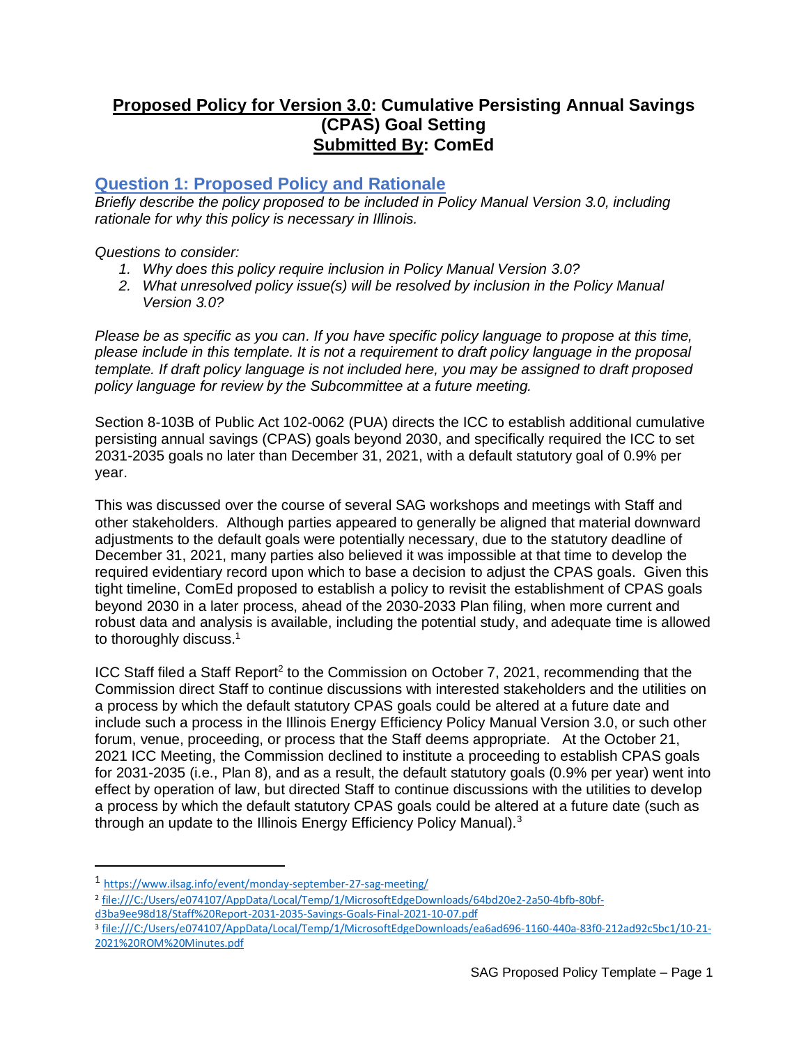# **Proposed Policy for Version 3.0: Cumulative Persisting Annual Savings (CPAS) Goal Setting**
# **Submitted By: ComEd**

## Question 1: Proposed Policy and Rationale

*Briefly describe the policy proposed to be included in Policy Manual Version 3.0, including rationale for why this policy is necessary in Illinois.*

*Questions to consider:*

1. *Why does this policy require inclusion in Policy Manual Version 3.0?*
2. *What unresolved policy issue(s) will be resolved by inclusion in the Policy Manual Version 3.0?*

*Please be as specific as you can. If you have specific policy language to propose at this time, please include in this template. It is not a requirement to draft policy language in the proposal template. If draft policy language is not included here, you may be assigned to draft proposed policy language for review by the Subcommittee at a future meeting.*

Section 8-103B of Public Act 102-0062 (PUA) directs the ICC to establish additional cumulative persisting annual savings (CPAS) goals beyond 2030, and specifically required the ICC to set 2031-2035 goals no later than December 31, 2021, with a default statutory goal of 0.9% per year.

This was discussed over the course of several SAG workshops and meetings with Staff and other stakeholders. Although parties appeared to generally be aligned that material downward adjustments to the default goals were potentially necessary, due to the statutory deadline of December 31, 2021, many parties also believed it was impossible at that time to develop the required evidentiary record upon which to base a decision to adjust the CPAS goals. Given this tight timeline, ComEd proposed to establish a policy to revisit the establishment of CPAS goals beyond 2030 in a later process, ahead of the 2030-2033 Plan filing, when more current and robust data and analysis is available, including the potential study, and adequate time is allowed to thoroughly discuss.[1]

ICC Staff filed a Staff Report[2] to the Commission on October 7, 2021, recommending that the Commission direct Staff to continue discussions with interested stakeholders and the utilities on a process by which the default statutory CPAS goals could be altered at a future date and include such a process in the Illinois Energy Efficiency Policy Manual Version 3.0, or such other forum, venue, proceeding, or process that the Staff deems appropriate. At the October 21, 2021 ICC Meeting, the Commission declined to institute a proceeding to establish CPAS goals for 2031-2035 (i.e., Plan 8), and as a result, the default statutory goals (0.9% per year) went into effect by operation of law, but directed Staff to continue discussions with the utilities to develop a process by which the default statutory CPAS goals could be altered at a future date (such as through an update to the Illinois Energy Efficiency Policy Manual).[3]

---

[1] https://www.ilsag.info/event/monday-september-27-sag-meeting/

[2] file:///C:/Users/e074107/AppData/Local/Temp/1/MicrosoftEdgeDownloads/64bd20e2-2a50-4bfb-80bf-d3ba9ee98d18/Staff%20Report-2031-2035-Savings-Goals-Final-2021-10-07.pdf

[3] file:///C:/Users/e074107/AppData/Local/Temp/1/MicrosoftEdgeDownloads/ea6ad696-1160-440a-83f0-212ad92c5bc1/10-21-2021%20ROM%20Minutes.pdf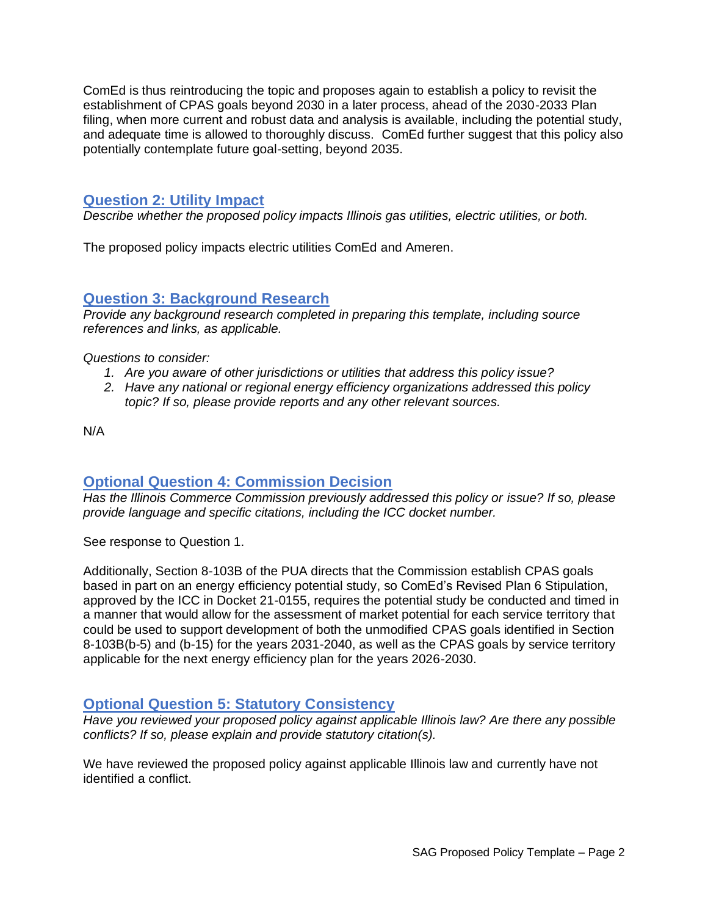ComEd is thus reintroducing the topic and proposes again to establish a policy to revisit the establishment of CPAS goals beyond 2030 in a later process, ahead of the 2030-2033 Plan filing, when more current and robust data and analysis is available, including the potential study, and adequate time is allowed to thoroughly discuss. ComEd further suggest that this policy also potentially contemplate future goal-setting, beyond 2035.

## Question 2: Utility Impact

*Describe whether the proposed policy impacts Illinois gas utilities, electric utilities, or both.*

The proposed policy impacts electric utilities ComEd and Ameren.

## Question 3: Background Research

*Provide any background research completed in preparing this template, including source references and links, as applicable.*

*Questions to consider:*

1. *Are you aware of other jurisdictions or utilities that address this policy issue?*
2. *Have any national or regional energy efficiency organizations addressed this policy topic? If so, please provide reports and any other relevant sources.*

N/A

## Optional Question 4: Commission Decision

*Has the Illinois Commerce Commission previously addressed this policy or issue? If so, please provide language and specific citations, including the ICC docket number.*

See response to Question 1.

Additionally, Section 8-103B of the PUA directs that the Commission establish CPAS goals based in part on an energy efficiency potential study, so ComEd's Revised Plan 6 Stipulation, approved by the ICC in Docket 21-0155, requires the potential study be conducted and timed in a manner that would allow for the assessment of market potential for each service territory that could be used to support development of both the unmodified CPAS goals identified in Section 8-103B(b-5) and (b-15) for the years 2031-2040, as well as the CPAS goals by service territory applicable for the next energy efficiency plan for the years 2026-2030.

## Optional Question 5: Statutory Consistency

*Have you reviewed your proposed policy against applicable Illinois law? Are there any possible conflicts? If so, please explain and provide statutory citation(s).*

We have reviewed the proposed policy against applicable Illinois law and currently have not identified a conflict.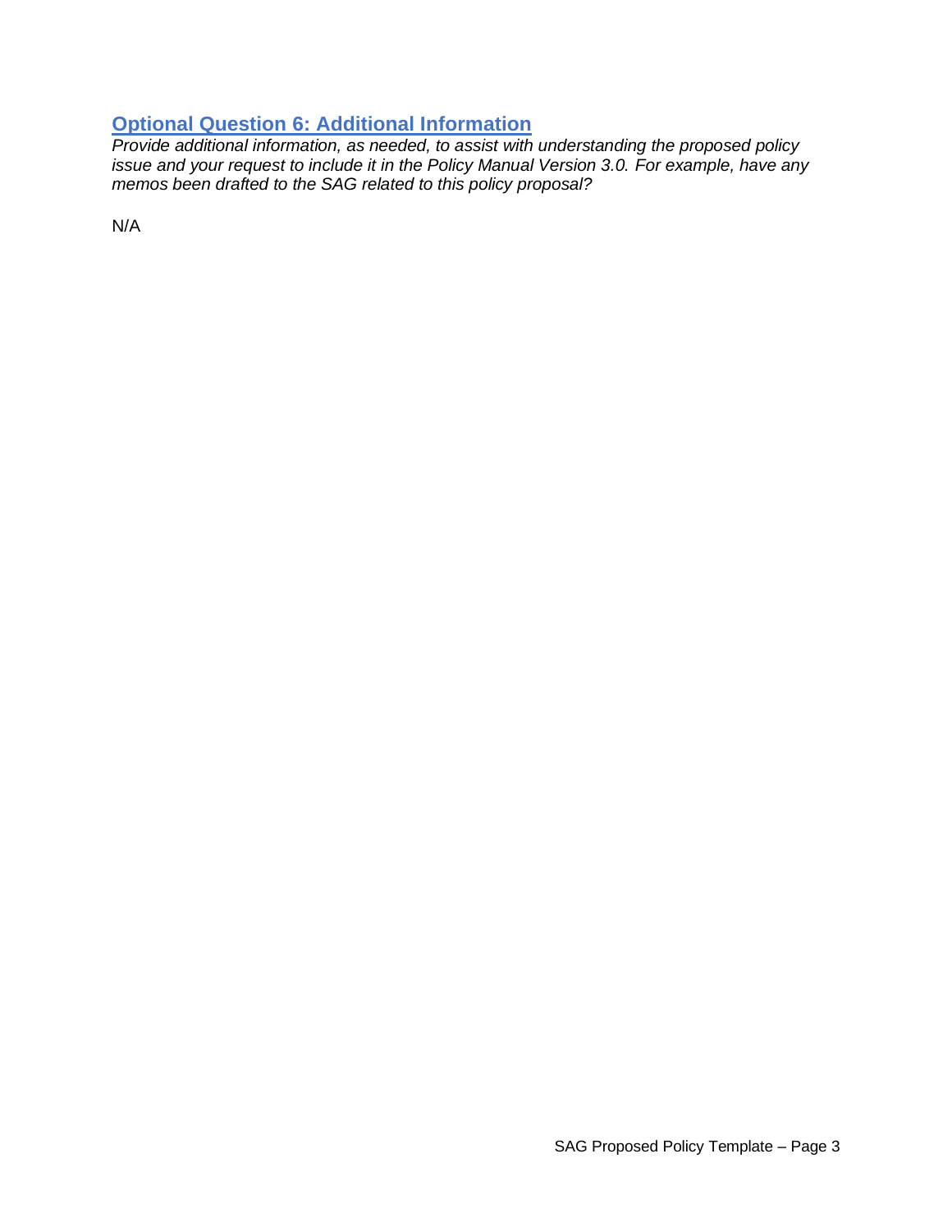## Optional Question 6: Additional Information

*Provide additional information, as needed, to assist with understanding the proposed policy issue and your request to include it in the Policy Manual Version 3.0. For example, have any memos been drafted to the SAG related to this policy proposal?*

N/A